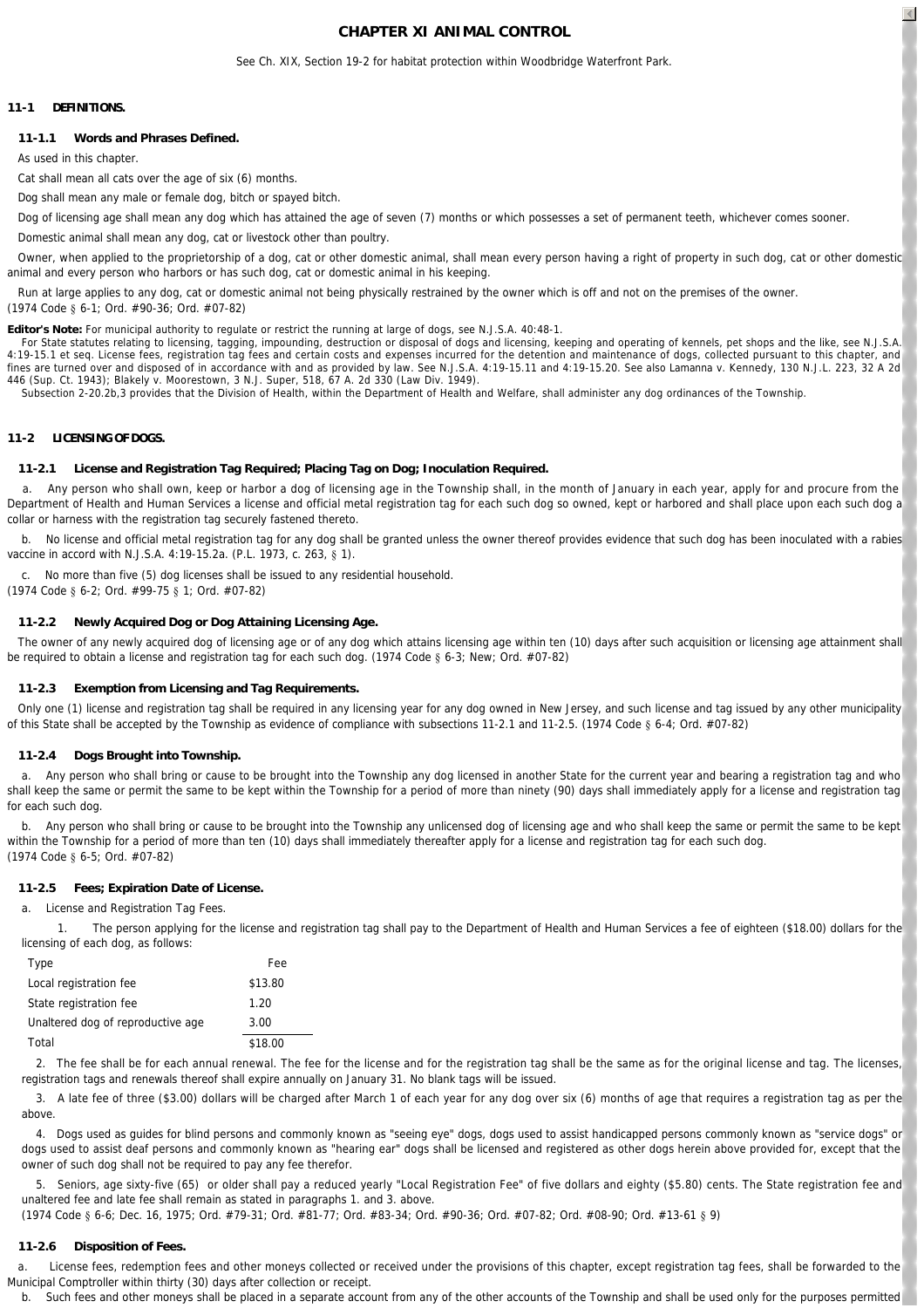# CHAPTER XI ANIMAL CONTROL

See Ch. XIX, Section 19-2 for habitat protection within Woodbridge Waterfront Park.

## 11-1 DEFINITIONS.

### 11-1.1 Words and Phrases Defined.

As used in this chapter.

Cat shall mean all cats over the age of six (6) months.

Dog shall mean any male or female dog, bitch or spayed bitch.

Dog of licensing age shall mean any dog which has attained the age of seven (7) months or which possesses a set of permanent teeth, whichever comes sooner.

Domestic animal shall mean any dog, cat or livestock other than poultry.

Owner, when applied to the proprietorship of a dog, cat or other domestic animal, shall mean every person having a right of property in such dog, cat or other domestic animal and every person who harbors or has such dog, cat or domestic animal in his keeping.

Run at large applies to any dog, cat or domestic animal not being physically restrained by the owner which is off and not on the premises of the owner.
(1974 Code § 6-1; Ord. #90-36; Ord. #07-82)

**Editor's Note:** For municipal authority to regulate or restrict the running at large of dogs, see N.J.S.A. 40:48-1.

For State statutes relating to licensing, tagging, impounding, destruction or disposal of dogs and licensing, keeping and operating of kennels, pet shops and the like, see N.J.S.A. 4:19-15.1 et seq. License fees, registration tag fees and certain costs and expenses incurred for the detention and maintenance of dogs, collected pursuant to this chapter, and fines are turned over and disposed of in accordance with and as provided by law. See N.J.S.A. 4:19-15.11 and 4:19-15.20. See also Lamanna v. Kennedy, 130 N.J.L. 223, 32 A 2d 446 (Sup. Ct. 1943); Blakely v. Moorestown, 3 N.J. Super, 518, 67 A. 2d 330 (Law Div. 1949).

Subsection 2-20.2b,3 provides that the Division of Health, within the Department of Health and Welfare, shall administer any dog ordinances of the Township.

## 11-2 LICENSING OF DOGS.

### 11-2.1 License and Registration Tag Required; Placing Tag on Dog; Inoculation Required.

a. Any person who shall own, keep or harbor a dog of licensing age in the Township shall, in the month of January in each year, apply for and procure from the Department of Health and Human Services a license and official metal registration tag for each such dog so owned, kept or harbored and shall place upon each such dog a collar or harness with the registration tag securely fastened thereto.

b. No license and official metal registration tag for any dog shall be granted unless the owner thereof provides evidence that such dog has been inoculated with a rabies vaccine in accord with N.J.S.A. 4:19-15.2a. (P.L. 1973, c. 263, § 1).

c. No more than five (5) dog licenses shall be issued to any residential household.
(1974 Code § 6-2; Ord. #99-75 § 1; Ord. #07-82)

### 11-2.2 Newly Acquired Dog or Dog Attaining Licensing Age.

The owner of any newly acquired dog of licensing age or of any dog which attains licensing age within ten (10) days after such acquisition or licensing age attainment shall be required to obtain a license and registration tag for each such dog. (1974 Code § 6-3; New; Ord. #07-82)

### 11-2.3 Exemption from Licensing and Tag Requirements.

Only one (1) license and registration tag shall be required in any licensing year for any dog owned in New Jersey, and such license and tag issued by any other municipality of this State shall be accepted by the Township as evidence of compliance with subsections 11-2.1 and 11-2.5. (1974 Code § 6-4; Ord. #07-82)

### 11-2.4 Dogs Brought into Township.

a. Any person who shall bring or cause to be brought into the Township any dog licensed in another State for the current year and bearing a registration tag and who shall keep the same or permit the same to be kept within the Township for a period of more than ninety (90) days shall immediately apply for a license and registration tag for each such dog.

b. Any person who shall bring or cause to be brought into the Township any unlicensed dog of licensing age and who shall keep the same or permit the same to be kept within the Township for a period of more than ten (10) days shall immediately thereafter apply for a license and registration tag for each such dog.
(1974 Code § 6-5; Ord. #07-82)

### 11-2.5 Fees; Expiration Date of License.

a. License and Registration Tag Fees.

1. The person applying for the license and registration tag shall pay to the Department of Health and Human Services a fee of eighteen ($18.00) dollars for the licensing of each dog, as follows:

| Type | Fee |
|---|---|
| Local registration fee | $13.80 |
| State registration fee | 1.20 |
| Unaltered dog of reproductive age | 3.00 |
| Total | $18.00 |

2. The fee shall be for each annual renewal. The fee for the license and for the registration tag shall be the same as for the original license and tag. The licenses, registration tags and renewals thereof shall expire annually on January 31. No blank tags will be issued.

3. A late fee of three ($3.00) dollars will be charged after March 1 of each year for any dog over six (6) months of age that requires a registration tag as per the above.

4. Dogs used as guides for blind persons and commonly known as "seeing eye" dogs, dogs used to assist handicapped persons commonly known as "service dogs" or dogs used to assist deaf persons and commonly known as "hearing ear" dogs shall be licensed and registered as other dogs herein above provided for, except that the owner of such dog shall not be required to pay any fee therefor.

5. Seniors, age sixty-five (65) or older shall pay a reduced yearly "Local Registration Fee" of five dollars and eighty ($5.80) cents. The State registration fee and unaltered fee and late fee shall remain as stated in paragraphs 1. and 3. above.
(1974 Code § 6-6; Dec. 16, 1975; Ord. #79-31; Ord. #81-77; Ord. #83-34; Ord. #90-36; Ord. #07-82; Ord. #08-90; Ord. #13-61 § 9)

### 11-2.6 Disposition of Fees.

a. License fees, redemption fees and other moneys collected or received under the provisions of this chapter, except registration tag fees, shall be forwarded to the Municipal Comptroller within thirty (30) days after collection or receipt.

b. Such fees and other moneys shall be placed in a separate account from any of the other accounts of the Township and shall be used only for the purposes permitted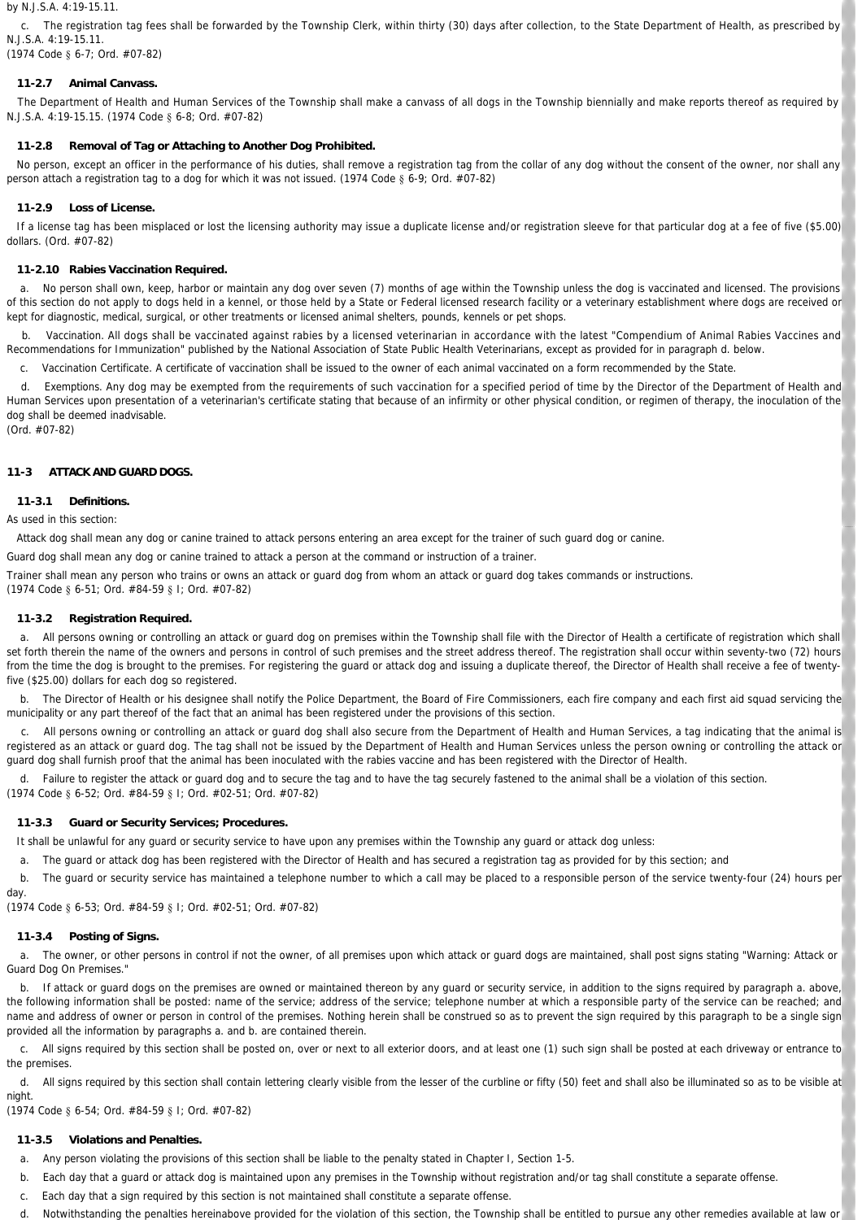by N.J.S.A. 4:19-15.11.

c. The registration tag fees shall be forwarded by the Township Clerk, within thirty (30) days after collection, to the State Department of Health, as prescribed by N.J.S.A. 4:19-15.11.
(1974 Code § 6-7; Ord. #07-82)

### 11-2.7 Animal Canvass.

The Department of Health and Human Services of the Township shall make a canvass of all dogs in the Township biennially and make reports thereof as required by N.J.S.A. 4:19-15.15. (1974 Code § 6-8; Ord. #07-82)

### 11-2.8 Removal of Tag or Attaching to Another Dog Prohibited.

No person, except an officer in the performance of his duties, shall remove a registration tag from the collar of any dog without the consent of the owner, nor shall any person attach a registration tag to a dog for which it was not issued. (1974 Code § 6-9; Ord. #07-82)

### 11-2.9 Loss of License.

If a license tag has been misplaced or lost the licensing authority may issue a duplicate license and/or registration sleeve for that particular dog at a fee of five ($5.00) dollars. (Ord. #07-82)

### 11-2.10 Rabies Vaccination Required.

a. No person shall own, keep, harbor or maintain any dog over seven (7) months of age within the Township unless the dog is vaccinated and licensed. The provisions of this section do not apply to dogs held in a kennel, or those held by a State or Federal licensed research facility or a veterinary establishment where dogs are received or kept for diagnostic, medical, surgical, or other treatments or licensed animal shelters, pounds, kennels or pet shops.

b. Vaccination. All dogs shall be vaccinated against rabies by a licensed veterinarian in accordance with the latest "Compendium of Animal Rabies Vaccines and Recommendations for Immunization" published by the National Association of State Public Health Veterinarians, except as provided for in paragraph d. below.

c. Vaccination Certificate. A certificate of vaccination shall be issued to the owner of each animal vaccinated on a form recommended by the State.

d. Exemptions. Any dog may be exempted from the requirements of such vaccination for a specified period of time by the Director of the Department of Health and Human Services upon presentation of a veterinarian's certificate stating that because of an infirmity or other physical condition, or regimen of therapy, the inoculation of the dog shall be deemed inadvisable.
(Ord. #07-82)

## 11-3 ATTACK AND GUARD DOGS.

### 11-3.1 Definitions.

As used in this section:

Attack dog shall mean any dog or canine trained to attack persons entering an area except for the trainer of such guard dog or canine.

Guard dog shall mean any dog or canine trained to attack a person at the command or instruction of a trainer.

Trainer shall mean any person who trains or owns an attack or guard dog from whom an attack or guard dog takes commands or instructions.
(1974 Code § 6-51; Ord. #84-59 § I; Ord. #07-82)

### 11-3.2 Registration Required.

a. All persons owning or controlling an attack or guard dog on premises within the Township shall file with the Director of Health a certificate of registration which shall set forth therein the name of the owners and persons in control of such premises and the street address thereof. The registration shall occur within seventy-two (72) hours from the time the dog is brought to the premises. For registering the guard or attack dog and issuing a duplicate thereof, the Director of Health shall receive a fee of twenty-five ($25.00) dollars for each dog so registered.

b. The Director of Health or his designee shall notify the Police Department, the Board of Fire Commissioners, each fire company and each first aid squad servicing the municipality or any part thereof of the fact that an animal has been registered under the provisions of this section.

c. All persons owning or controlling an attack or guard dog shall also secure from the Department of Health and Human Services, a tag indicating that the animal is registered as an attack or guard dog. The tag shall not be issued by the Department of Health and Human Services unless the person owning or controlling the attack or guard dog shall furnish proof that the animal has been inoculated with the rabies vaccine and has been registered with the Director of Health.

d. Failure to register the attack or guard dog and to secure the tag and to have the tag securely fastened to the animal shall be a violation of this section.
(1974 Code § 6-52; Ord. #84-59 § I; Ord. #02-51; Ord. #07-82)

### 11-3.3 Guard or Security Services; Procedures.

It shall be unlawful for any guard or security service to have upon any premises within the Township any guard or attack dog unless:

a. The guard or attack dog has been registered with the Director of Health and has secured a registration tag as provided for by this section; and

b. The guard or security service has maintained a telephone number to which a call may be placed to a responsible person of the service twenty-four (24) hours per day.
(1974 Code § 6-53; Ord. #84-59 § I; Ord. #02-51; Ord. #07-82)

### 11-3.4 Posting of Signs.

a. The owner, or other persons in control if not the owner, of all premises upon which attack or guard dogs are maintained, shall post signs stating "Warning: Attack or Guard Dog On Premises."

b. If attack or guard dogs on the premises are owned or maintained thereon by any guard or security service, in addition to the signs required by paragraph a. above, the following information shall be posted: name of the service; address of the service; telephone number at which a responsible party of the service can be reached; and name and address of owner or person in control of the premises. Nothing herein shall be construed so as to prevent the sign required by this paragraph to be a single sign provided all the information by paragraphs a. and b. are contained therein.

c. All signs required by this section shall be posted on, over or next to all exterior doors, and at least one (1) such sign shall be posted at each driveway or entrance to the premises.

d. All signs required by this section shall contain lettering clearly visible from the lesser of the curbline or fifty (50) feet and shall also be illuminated so as to be visible at night.
(1974 Code § 6-54; Ord. #84-59 § I; Ord. #07-82)

### 11-3.5 Violations and Penalties.

a. Any person violating the provisions of this section shall be liable to the penalty stated in Chapter I, Section 1-5.

b. Each day that a guard or attack dog is maintained upon any premises in the Township without registration and/or tag shall constitute a separate offense.

c. Each day that a sign required by this section is not maintained shall constitute a separate offense.

d. Notwithstanding the penalties hereinabove provided for the violation of this section, the Township shall be entitled to pursue any other remedies available at law or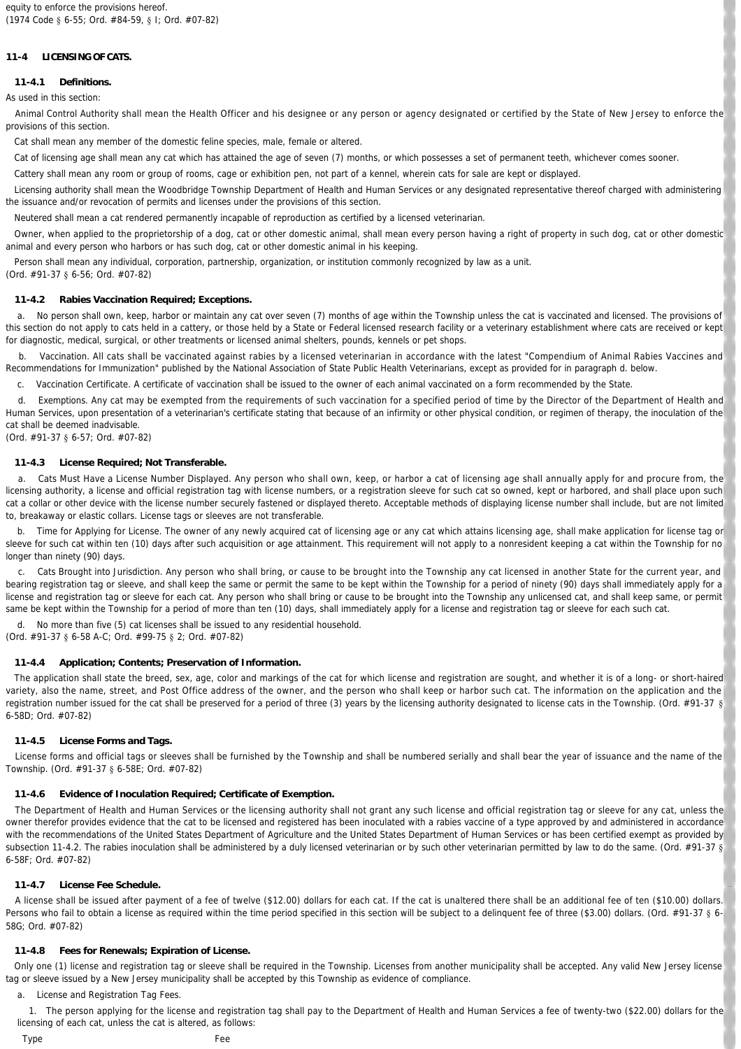equity to enforce the provisions hereof.
(1974 Code § 6-55; Ord. #84-59, § I; Ord. #07-82)

## 11-4 LICENSING OF CATS.

### 11-4.1 Definitions.

As used in this section:

Animal Control Authority shall mean the Health Officer and his designee or any person or agency designated or certified by the State of New Jersey to enforce the provisions of this section.

Cat shall mean any member of the domestic feline species, male, female or altered.

Cat of licensing age shall mean any cat which has attained the age of seven (7) months, or which possesses a set of permanent teeth, whichever comes sooner.

Cattery shall mean any room or group of rooms, cage or exhibition pen, not part of a kennel, wherein cats for sale are kept or displayed.

Licensing authority shall mean the Woodbridge Township Department of Health and Human Services or any designated representative thereof charged with administering the issuance and/or revocation of permits and licenses under the provisions of this section.

Neutered shall mean a cat rendered permanently incapable of reproduction as certified by a licensed veterinarian.

Owner, when applied to the proprietorship of a dog, cat or other domestic animal, shall mean every person having a right of property in such dog, cat or other domestic animal and every person who harbors or has such dog, cat or other domestic animal in his keeping.

Person shall mean any individual, corporation, partnership, organization, or institution commonly recognized by law as a unit.
(Ord. #91-37 § 6-56; Ord. #07-82)

### 11-4.2 Rabies Vaccination Required; Exceptions.

a. No person shall own, keep, harbor or maintain any cat over seven (7) months of age within the Township unless the cat is vaccinated and licensed. The provisions of this section do not apply to cats held in a cattery, or those held by a State or Federal licensed research facility or a veterinary establishment where cats are received or kept for diagnostic, medical, surgical, or other treatments or licensed animal shelters, pounds, kennels or pet shops.

b. Vaccination. All cats shall be vaccinated against rabies by a licensed veterinarian in accordance with the latest "Compendium of Animal Rabies Vaccines and Recommendations for Immunization" published by the National Association of State Public Health Veterinarians, except as provided for in paragraph d. below.

c. Vaccination Certificate. A certificate of vaccination shall be issued to the owner of each animal vaccinated on a form recommended by the State.

d. Exemptions. Any cat may be exempted from the requirements of such vaccination for a specified period of time by the Director of the Department of Health and Human Services, upon presentation of a veterinarian's certificate stating that because of an infirmity or other physical condition, or regimen of therapy, the inoculation of the cat shall be deemed inadvisable.
(Ord. #91-37 § 6-57; Ord. #07-82)

### 11-4.3 License Required; Not Transferable.

a. Cats Must Have a License Number Displayed. Any person who shall own, keep, or harbor a cat of licensing age shall annually apply for and procure from, the licensing authority, a license and official registration tag with license numbers, or a registration sleeve for such cat so owned, kept or harbored, and shall place upon such cat a collar or other device with the license number securely fastened or displayed thereto. Acceptable methods of displaying license number shall include, but are not limited to, breakaway or elastic collars. License tags or sleeves are not transferable.

b. Time for Applying for License. The owner of any newly acquired cat of licensing age or any cat which attains licensing age, shall make application for license tag or sleeve for such cat within ten (10) days after such acquisition or age attainment. This requirement will not apply to a nonresident keeping a cat within the Township for no longer than ninety (90) days.

c. Cats Brought into Jurisdiction. Any person who shall bring, or cause to be brought into the Township any cat licensed in another State for the current year, and bearing registration tag or sleeve, and shall keep the same or permit the same to be kept within the Township for a period of ninety (90) days shall immediately apply for a license and registration tag or sleeve for each cat. Any person who shall bring or cause to be brought into the Township any unlicensed cat, and shall keep same, or permit same be kept within the Township for a period of more than ten (10) days, shall immediately apply for a license and registration tag or sleeve for each such cat.

d. No more than five (5) cat licenses shall be issued to any residential household.
(Ord. #91-37 § 6-58 A-C; Ord. #99-75 § 2; Ord. #07-82)

### 11-4.4 Application; Contents; Preservation of Information.

The application shall state the breed, sex, age, color and markings of the cat for which license and registration are sought, and whether it is of a long- or short-haired variety, also the name, street, and Post Office address of the owner, and the person who shall keep or harbor such cat. The information on the application and the registration number issued for the cat shall be preserved for a period of three (3) years by the licensing authority designated to license cats in the Township. (Ord. #91-37 § 6-58D; Ord. #07-82)

### 11-4.5 License Forms and Tags.

License forms and official tags or sleeves shall be furnished by the Township and shall be numbered serially and shall bear the year of issuance and the name of the Township. (Ord. #91-37 § 6-58E; Ord. #07-82)

### 11-4.6 Evidence of Inoculation Required; Certificate of Exemption.

The Department of Health and Human Services or the licensing authority shall not grant any such license and official registration tag or sleeve for any cat, unless the owner therefor provides evidence that the cat to be licensed and registered has been inoculated with a rabies vaccine of a type approved by and administered in accordance with the recommendations of the United States Department of Agriculture and the United States Department of Human Services or has been certified exempt as provided by subsection 11-4.2. The rabies inoculation shall be administered by a duly licensed veterinarian or by such other veterinarian permitted by law to do the same. (Ord. #91-37 § 6-58F; Ord. #07-82)

### 11-4.7 License Fee Schedule.

A license shall be issued after payment of a fee of twelve ($12.00) dollars for each cat. If the cat is unaltered there shall be an additional fee of ten ($10.00) dollars. Persons who fail to obtain a license as required within the time period specified in this section will be subject to a delinquent fee of three ($3.00) dollars. (Ord. #91-37 § 6-58G; Ord. #07-82)

### 11-4.8 Fees for Renewals; Expiration of License.

Only one (1) license and registration tag or sleeve shall be required in the Township. Licenses from another municipality shall be accepted. Any valid New Jersey license tag or sleeve issued by a New Jersey municipality shall be accepted by this Township as evidence of compliance.

a. License and Registration Tag Fees.

1. The person applying for the license and registration tag shall pay to the Department of Health and Human Services a fee of twenty-two ($22.00) dollars for the licensing of each cat, unless the cat is altered, as follows:

| Type | Fee |
|---|---|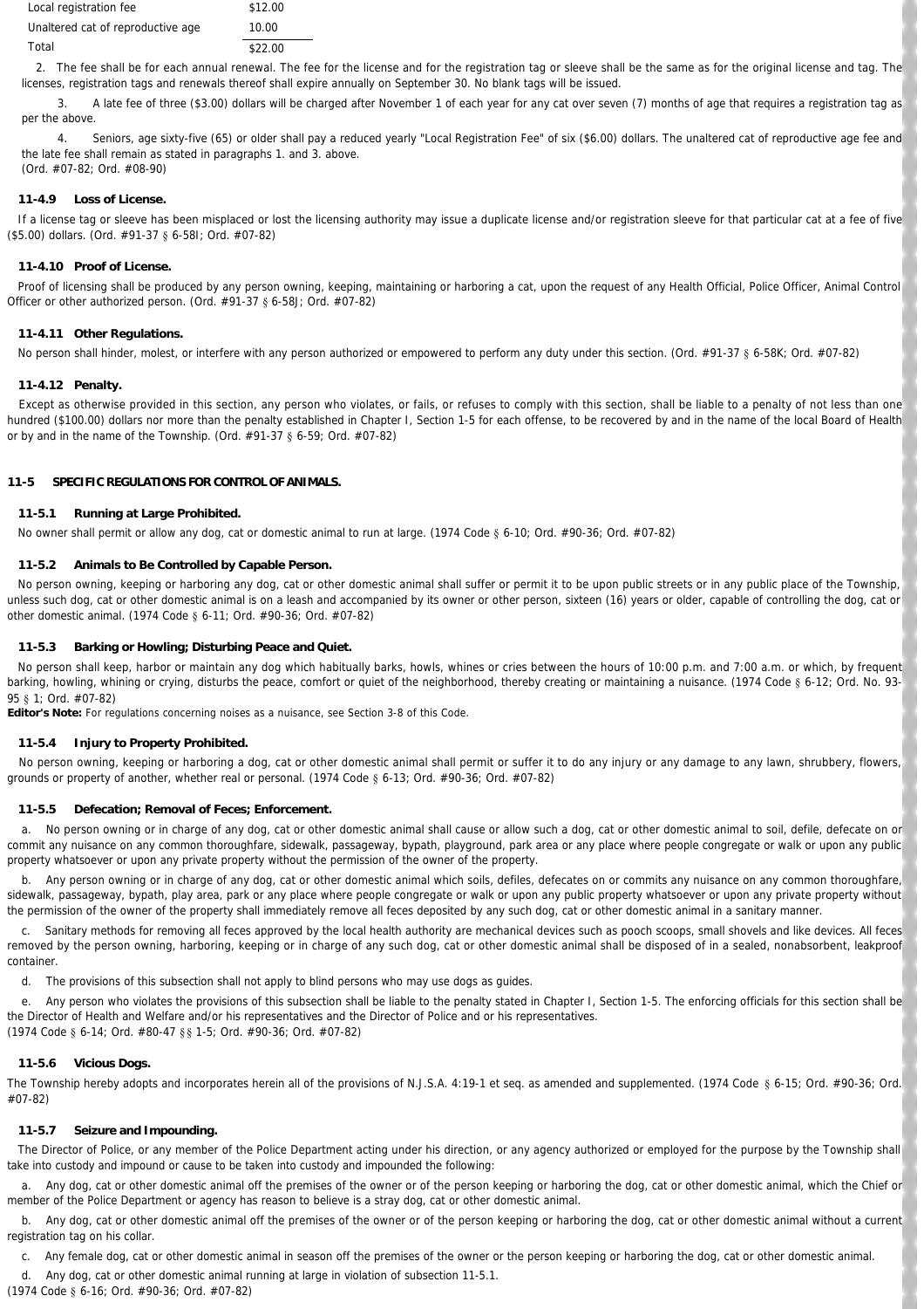| Local registration fee | $12.00 |
| --- | --- |
| Unaltered cat of reproductive age | 10.00 |
| Total | $22.00 |

2. The fee shall be for each annual renewal. The fee for the license and for the registration tag or sleeve shall be the same as for the original license and tag. The licenses, registration tags and renewals thereof shall expire annually on September 30. No blank tags will be issued.

3. A late fee of three ($3.00) dollars will be charged after November 1 of each year for any cat over seven (7) months of age that requires a registration tag as per the above.

4. Seniors, age sixty-five (65) or older shall pay a reduced yearly "Local Registration Fee" of six ($6.00) dollars. The unaltered cat of reproductive age fee and the late fee shall remain as stated in paragraphs 1. and 3. above.
(Ord. #07-82; Ord. #08-90)

**11-4.9 Loss of License.**

If a license tag or sleeve has been misplaced or lost the licensing authority may issue a duplicate license and/or registration sleeve for that particular cat at a fee of five ($5.00) dollars. (Ord. #91-37 § 6-58I; Ord. #07-82)

**11-4.10 Proof of License.**

Proof of licensing shall be produced by any person owning, keeping, maintaining or harboring a cat, upon the request of any Health Official, Police Officer, Animal Control Officer or other authorized person. (Ord. #91-37 § 6-58J; Ord. #07-82)

**11-4.11 Other Regulations.**

No person shall hinder, molest, or interfere with any person authorized or empowered to perform any duty under this section. (Ord. #91-37 § 6-58K; Ord. #07-82)

**11-4.12 Penalty.**

Except as otherwise provided in this section, any person who violates, or fails, or refuses to comply with this section, shall be liable to a penalty of not less than one hundred ($100.00) dollars nor more than the penalty established in Chapter I, Section 1-5 for each offense, to be recovered by and in the name of the local Board of Health or by and in the name of the Township. (Ord. #91-37 § 6-59; Ord. #07-82)

## 11-5 SPECIFIC REGULATIONS FOR CONTROL OF ANIMALS.

**11-5.1 Running at Large Prohibited.**

No owner shall permit or allow any dog, cat or domestic animal to run at large. (1974 Code § 6-10; Ord. #90-36; Ord. #07-82)

**11-5.2 Animals to Be Controlled by Capable Person.**

No person owning, keeping or harboring any dog, cat or other domestic animal shall suffer or permit it to be upon public streets or in any public place of the Township, unless such dog, cat or other domestic animal is on a leash and accompanied by its owner or other person, sixteen (16) years or older, capable of controlling the dog, cat or other domestic animal. (1974 Code § 6-11; Ord. #90-36; Ord. #07-82)

**11-5.3 Barking or Howling; Disturbing Peace and Quiet.**

No person shall keep, harbor or maintain any dog which habitually barks, howls, whines or cries between the hours of 10:00 p.m. and 7:00 a.m. or which, by frequent barking, howling, whining or crying, disturbs the peace, comfort or quiet of the neighborhood, thereby creating or maintaining a nuisance. (1974 Code § 6-12; Ord. No. 93-95 § 1; Ord. #07-82)

**Editor's Note:** For regulations concerning noises as a nuisance, see Section 3-8 of this Code.

**11-5.4 Injury to Property Prohibited.**

No person owning, keeping or harboring a dog, cat or other domestic animal shall permit or suffer it to do any injury or any damage to any lawn, shrubbery, flowers, grounds or property of another, whether real or personal. (1974 Code § 6-13; Ord. #90-36; Ord. #07-82)

**11-5.5 Defecation; Removal of Feces; Enforcement.**

a. No person owning or in charge of any dog, cat or other domestic animal shall cause or allow such a dog, cat or other domestic animal to soil, defile, defecate on or commit any nuisance on any common thoroughfare, sidewalk, passageway, bypath, playground, park area or any place where people congregate or walk or upon any public property whatsoever or upon any private property without the permission of the owner of the property.

b. Any person owning or in charge of any dog, cat or other domestic animal which soils, defiles, defecates on or commits any nuisance on any common thoroughfare, sidewalk, passageway, bypath, play area, park or any place where people congregate or walk or upon any public property whatsoever or upon any private property without the permission of the owner of the property shall immediately remove all feces deposited by any such dog, cat or other domestic animal in a sanitary manner.

c. Sanitary methods for removing all feces approved by the local health authority are mechanical devices such as pooch scoops, small shovels and like devices. All feces removed by the person owning, harboring, keeping or in charge of any such dog, cat or other domestic animal shall be disposed of in a sealed, nonabsorbent, leakproof container.

d. The provisions of this subsection shall not apply to blind persons who may use dogs as guides.

e. Any person who violates the provisions of this subsection shall be liable to the penalty stated in Chapter I, Section 1-5. The enforcing officials for this section shall be the Director of Health and Welfare and/or his representatives and the Director of Police and or his representatives.
(1974 Code § 6-14; Ord. #80-47 §§ 1-5; Ord. #90-36; Ord. #07-82)

**11-5.6 Vicious Dogs.**

The Township hereby adopts and incorporates herein all of the provisions of N.J.S.A. 4:19-1 et seq. as amended and supplemented. (1974 Code § 6-15; Ord. #90-36; Ord. #07-82)

**11-5.7 Seizure and Impounding.**

The Director of Police, or any member of the Police Department acting under his direction, or any agency authorized or employed for the purpose by the Township shall take into custody and impound or cause to be taken into custody and impounded the following:

a. Any dog, cat or other domestic animal off the premises of the owner or of the person keeping or harboring the dog, cat or other domestic animal, which the Chief or member of the Police Department or agency has reason to believe is a stray dog, cat or other domestic animal.

b. Any dog, cat or other domestic animal off the premises of the owner or of the person keeping or harboring the dog, cat or other domestic animal without a current registration tag on his collar.

c. Any female dog, cat or other domestic animal in season off the premises of the owner or the person keeping or harboring the dog, cat or other domestic animal.

d. Any dog, cat or other domestic animal running at large in violation of subsection 11-5.1.
(1974 Code § 6-16; Ord. #90-36; Ord. #07-82)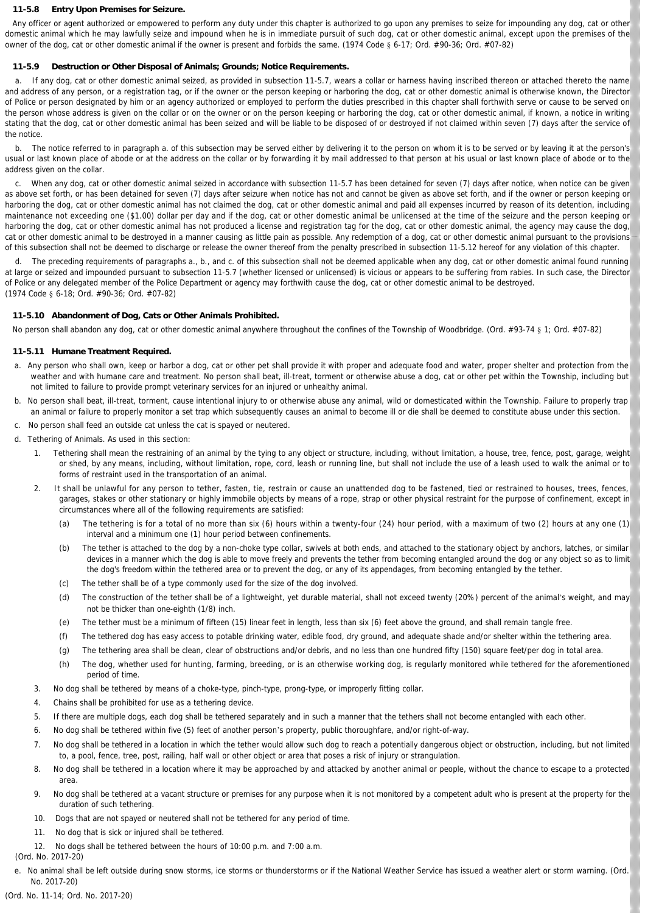### 11-5.8 Entry Upon Premises for Seizure.

Any officer or agent authorized or empowered to perform any duty under this chapter is authorized to go upon any premises to seize for impounding any dog, cat or other domestic animal which he may lawfully seize and impound when he is in immediate pursuit of such dog, cat or other domestic animal, except upon the premises of the owner of the dog, cat or other domestic animal if the owner is present and forbids the same. (1974 Code § 6-17; Ord. #90-36; Ord. #07-82)

### 11-5.9 Destruction or Other Disposal of Animals; Grounds; Notice Requirements.

a. If any dog, cat or other domestic animal seized, as provided in subsection 11-5.7, wears a collar or harness having inscribed thereon or attached thereto the name and address of any person, or a registration tag, or if the owner or the person keeping or harboring the dog, cat or other domestic animal is otherwise known, the Director of Police or person designated by him or an agency authorized or employed to perform the duties prescribed in this chapter shall forthwith serve or cause to be served on the person whose address is given on the collar or on the owner or on the person keeping or harboring the dog, cat or other domestic animal, if known, a notice in writing stating that the dog, cat or other domestic animal has been seized and will be liable to be disposed of or destroyed if not claimed within seven (7) days after the service of the notice.

b. The notice referred to in paragraph a. of this subsection may be served either by delivering it to the person on whom it is to be served or by leaving it at the person's usual or last known place of abode or at the address on the collar or by forwarding it by mail addressed to that person at his usual or last known place of abode or to the address given on the collar.

c. When any dog, cat or other domestic animal seized in accordance with subsection 11-5.7 has been detained for seven (7) days after notice, when notice can be given as above set forth, or has been detained for seven (7) days after seizure when notice has not and cannot be given as above set forth, and if the owner or person keeping or harboring the dog, cat or other domestic animal has not claimed the dog, cat or other domestic animal and paid all expenses incurred by reason of its detention, including maintenance not exceeding one ($1.00) dollar per day and if the dog, cat or other domestic animal be unlicensed at the time of the seizure and the person keeping or harboring the dog, cat or other domestic animal has not produced a license and registration tag for the dog, cat or other domestic animal, the agency may cause the dog, cat or other domestic animal to be destroyed in a manner causing as little pain as possible. Any redemption of a dog, cat or other domestic animal pursuant to the provisions of this subsection shall not be deemed to discharge or release the owner thereof from the penalty prescribed in subsection 11-5.12 hereof for any violation of this chapter.

d. The preceding requirements of paragraphs a., b., and c. of this subsection shall not be deemed applicable when any dog, cat or other domestic animal found running at large or seized and impounded pursuant to subsection 11-5.7 (whether licensed or unlicensed) is vicious or appears to be suffering from rabies. In such case, the Director of Police or any delegated member of the Police Department or agency may forthwith cause the dog, cat or other domestic animal to be destroyed.
(1974 Code § 6-18; Ord. #90-36; Ord. #07-82)

### 11-5.10 Abandonment of Dog, Cats or Other Animals Prohibited.

No person shall abandon any dog, cat or other domestic animal anywhere throughout the confines of the Township of Woodbridge. (Ord. #93-74 § 1; Ord. #07-82)

### 11-5.11 Humane Treatment Required.

a. Any person who shall own, keep or harbor a dog, cat or other pet shall provide it with proper and adequate food and water, proper shelter and protection from the weather and with humane care and treatment. No person shall beat, ill-treat, torment or otherwise abuse a dog, cat or other pet within the Township, including but not limited to failure to provide prompt veterinary services for an injured or unhealthy animal.

b. No person shall beat, ill-treat, torment, cause intentional injury to or otherwise abuse any animal, wild or domesticated within the Township. Failure to properly trap an animal or failure to properly monitor a set trap which subsequently causes an animal to become ill or die shall be deemed to constitute abuse under this section.

c. No person shall feed an outside cat unless the cat is spayed or neutered.

d. Tethering of Animals. As used in this section:

1. Tethering shall mean the restraining of an animal by the tying to any object or structure, including, without limitation, a house, tree, fence, post, garage, weight or shed, by any means, including, without limitation, rope, cord, leash or running line, but shall not include the use of a leash used to walk the animal or to forms of restraint used in the transportation of an animal.

2. It shall be unlawful for any person to tether, fasten, tie, restrain or cause an unattended dog to be fastened, tied or restrained to houses, trees, fences, garages, stakes or other stationary or highly immobile objects by means of a rope, strap or other physical restraint for the purpose of confinement, except in circumstances where all of the following requirements are satisfied:

   (a) The tethering is for a total of no more than six (6) hours within a twenty-four (24) hour period, with a maximum of two (2) hours at any one (1) interval and a minimum one (1) hour period between confinements.

   (b) The tether is attached to the dog by a non-choke type collar, swivels at both ends, and attached to the stationary object by anchors, latches, or similar devices in a manner which the dog is able to move freely and prevents the tether from becoming entangled around the dog or any object so as to limit the dog's freedom within the tethered area or to prevent the dog, or any of its appendages, from becoming entangled by the tether.

   (c) The tether shall be of a type commonly used for the size of the dog involved.

   (d) The construction of the tether shall be of a lightweight, yet durable material, shall not exceed twenty (20%) percent of the animal's weight, and may not be thicker than one-eighth (1/8) inch.

   (e) The tether must be a minimum of fifteen (15) linear feet in length, less than six (6) feet above the ground, and shall remain tangle free.

   (f) The tethered dog has easy access to potable drinking water, edible food, dry ground, and adequate shade and/or shelter within the tethering area.

   (g) The tethering area shall be clean, clear of obstructions and/or debris, and no less than one hundred fifty (150) square feet/per dog in total area.

   (h) The dog, whether used for hunting, farming, breeding, or is an otherwise working dog, is regularly monitored while tethered for the aforementioned period of time.

3. No dog shall be tethered by means of a choke-type, pinch-type, prong-type, or improperly fitting collar.

4. Chains shall be prohibited for use as a tethering device.

5. If there are multiple dogs, each dog shall be tethered separately and in such a manner that the tethers shall not become entangled with each other.

6. No dog shall be tethered within five (5) feet of another person's property, public thoroughfare, and/or right-of-way.

7. No dog shall be tethered in a location in which the tether would allow such dog to reach a potentially dangerous object or obstruction, including, but not limited to, a pool, fence, tree, post, railing, half wall or other object or area that poses a risk of injury or strangulation.

8. No dog shall be tethered in a location where it may be approached by and attacked by another animal or people, without the chance to escape to a protected area.

9. No dog shall be tethered at a vacant structure or premises for any purpose when it is not monitored by a competent adult who is present at the property for the duration of such tethering.

10. Dogs that are not spayed or neutered shall not be tethered for any period of time.

11. No dog that is sick or injured shall be tethered.

12. No dogs shall be tethered between the hours of 10:00 p.m. and 7:00 a.m.

(Ord. No. 2017-20)

e. No animal shall be left outside during snow storms, ice storms or thunderstorms or if the National Weather Service has issued a weather alert or storm warning. (Ord. No. 2017-20)

(Ord. No. 11-14; Ord. No. 2017-20)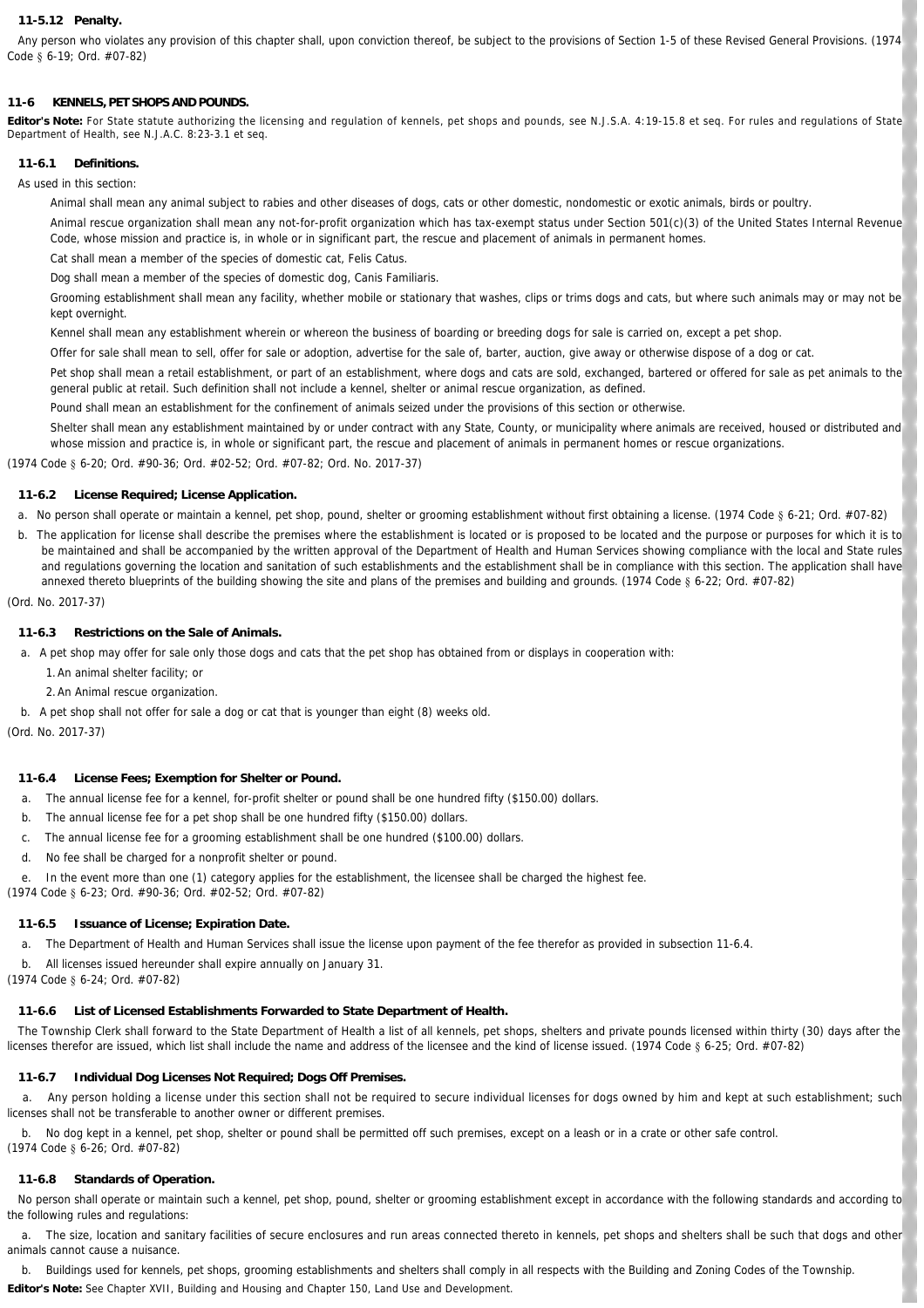### 11-5.12 Penalty.

Any person who violates any provision of this chapter shall, upon conviction thereof, be subject to the provisions of Section 1-5 of these Revised General Provisions. (1974 Code § 6-19; Ord. #07-82)

## 11-6 KENNELS, PET SHOPS AND POUNDS.

**Editor's Note:** For State statute authorizing the licensing and regulation of kennels, pet shops and pounds, see N.J.S.A. 4:19-15.8 et seq. For rules and regulations of State Department of Health, see N.J.A.C. 8:23-3.1 et seq.

### 11-6.1 Definitions.

As used in this section:

Animal shall mean any animal subject to rabies and other diseases of dogs, cats or other domestic, nondomestic or exotic animals, birds or poultry.

Animal rescue organization shall mean any not-for-profit organization which has tax-exempt status under Section 501(c)(3) of the United States Internal Revenue Code, whose mission and practice is, in whole or in significant part, the rescue and placement of animals in permanent homes.

Cat shall mean a member of the species of domestic cat, Felis Catus.

Dog shall mean a member of the species of domestic dog, Canis Familiaris.

Grooming establishment shall mean any facility, whether mobile or stationary that washes, clips or trims dogs and cats, but where such animals may or may not be kept overnight.

Kennel shall mean any establishment wherein or whereon the business of boarding or breeding dogs for sale is carried on, except a pet shop.

Offer for sale shall mean to sell, offer for sale or adoption, advertise for the sale of, barter, auction, give away or otherwise dispose of a dog or cat.

Pet shop shall mean a retail establishment, or part of an establishment, where dogs and cats are sold, exchanged, bartered or offered for sale as pet animals to the general public at retail. Such definition shall not include a kennel, shelter or animal rescue organization, as defined.

Pound shall mean an establishment for the confinement of animals seized under the provisions of this section or otherwise.

Shelter shall mean any establishment maintained by or under contract with any State, County, or municipality where animals are received, housed or distributed and whose mission and practice is, in whole or significant part, the rescue and placement of animals in permanent homes or rescue organizations.

(1974 Code § 6-20; Ord. #90-36; Ord. #02-52; Ord. #07-82; Ord. No. 2017-37)

### 11-6.2 License Required; License Application.

a. No person shall operate or maintain a kennel, pet shop, pound, shelter or grooming establishment without first obtaining a license. (1974 Code § 6-21; Ord. #07-82)

b. The application for license shall describe the premises where the establishment is located or is proposed to be located and the purpose or purposes for which it is to be maintained and shall be accompanied by the written approval of the Department of Health and Human Services showing compliance with the local and State rules and regulations governing the location and sanitation of such establishments and the establishment shall be in compliance with this section. The application shall have annexed thereto blueprints of the building showing the site and plans of the premises and building and grounds. (1974 Code § 6-22; Ord. #07-82)

(Ord. No. 2017-37)

### 11-6.3 Restrictions on the Sale of Animals.

a. A pet shop may offer for sale only those dogs and cats that the pet shop has obtained from or displays in cooperation with:

1. An animal shelter facility; or
2. An Animal rescue organization.

b. A pet shop shall not offer for sale a dog or cat that is younger than eight (8) weeks old.

(Ord. No. 2017-37)

### 11-6.4 License Fees; Exemption for Shelter or Pound.

a. The annual license fee for a kennel, for-profit shelter or pound shall be one hundred fifty ($150.00) dollars.

b. The annual license fee for a pet shop shall be one hundred fifty ($150.00) dollars.

c. The annual license fee for a grooming establishment shall be one hundred ($100.00) dollars.

d. No fee shall be charged for a nonprofit shelter or pound.

e. In the event more than one (1) category applies for the establishment, the licensee shall be charged the highest fee.

(1974 Code § 6-23; Ord. #90-36; Ord. #02-52; Ord. #07-82)

### 11-6.5 Issuance of License; Expiration Date.

a. The Department of Health and Human Services shall issue the license upon payment of the fee therefor as provided in subsection 11-6.4.

b. All licenses issued hereunder shall expire annually on January 31.

(1974 Code § 6-24; Ord. #07-82)

### 11-6.6 List of Licensed Establishments Forwarded to State Department of Health.

The Township Clerk shall forward to the State Department of Health a list of all kennels, pet shops, shelters and private pounds licensed within thirty (30) days after the licenses therefor are issued, which list shall include the name and address of the licensee and the kind of license issued. (1974 Code § 6-25; Ord. #07-82)

### 11-6.7 Individual Dog Licenses Not Required; Dogs Off Premises.

a. Any person holding a license under this section shall not be required to secure individual licenses for dogs owned by him and kept at such establishment; such licenses shall not be transferable to another owner or different premises.

b. No dog kept in a kennel, pet shop, shelter or pound shall be permitted off such premises, except on a leash or in a crate or other safe control.

(1974 Code § 6-26; Ord. #07-82)

### 11-6.8 Standards of Operation.

No person shall operate or maintain such a kennel, pet shop, pound, shelter or grooming establishment except in accordance with the following standards and according to the following rules and regulations:

a. The size, location and sanitary facilities of secure enclosures and run areas connected thereto in kennels, pet shops and shelters shall be such that dogs and other animals cannot cause a nuisance.

b. Buildings used for kennels, pet shops, grooming establishments and shelters shall comply in all respects with the Building and Zoning Codes of the Township.

**Editor's Note:** See Chapter XVII, Building and Housing and Chapter 150, Land Use and Development.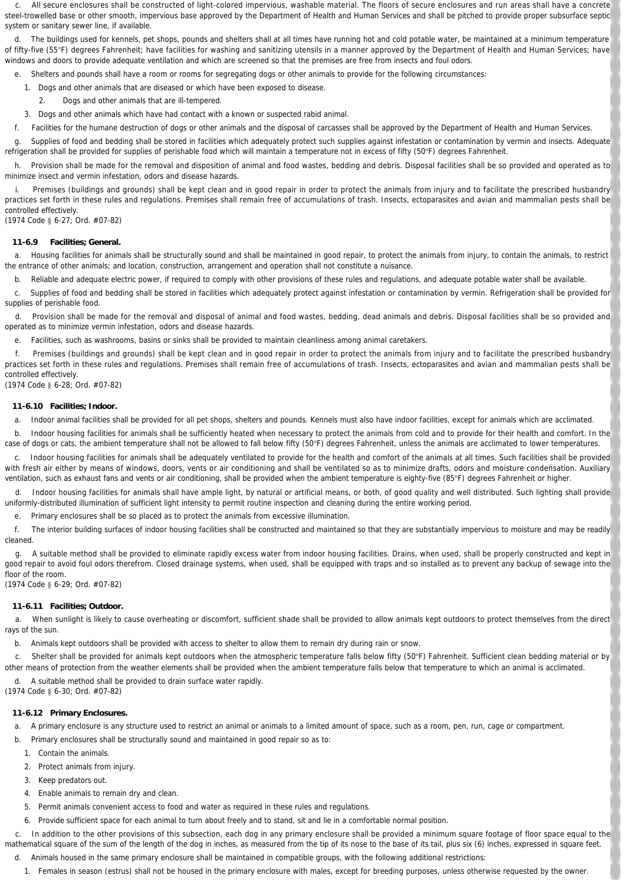c. All secure enclosures shall be constructed of light-colored impervious, washable material. The floors of secure enclosures and run areas shall have a concrete steel-trowelled base or other smooth, impervious base approved by the Department of Health and Human Services and shall be pitched to provide proper subsurface septic system or sanitary sewer line, if available.

d. The buildings used for kennels, pet shops, pounds and shelters shall at all times have running hot and cold potable water, be maintained at a minimum temperature of fifty-five (55°F) degrees Fahrenheit; have facilities for washing and sanitizing utensils in a manner approved by the Department of Health and Human Services; have windows and doors to provide adequate ventilation and which are screened so that the premises are free from insects and foul odors.

e. Shelters and pounds shall have a room or rooms for segregating dogs or other animals to provide for the following circumstances:

1. Dogs and other animals that are diseased or which have been exposed to disease.
2. Dogs and other animals that are ill-tempered.
3. Dogs and other animals which have had contact with a known or suspected rabid animal.

f. Facilities for the humane destruction of dogs or other animals and the disposal of carcasses shall be approved by the Department of Health and Human Services.

g. Supplies of food and bedding shall be stored in facilities which adequately protect such supplies against infestation or contamination by vermin and insects. Adequate refrigeration shall be provided for supplies of perishable food which will maintain a temperature not in excess of fifty (50°F) degrees Fahrenheit.

h. Provision shall be made for the removal and disposition of animal and food wastes, bedding and debris. Disposal facilities shall be so provided and operated as to minimize insect and vermin infestation, odors and disease hazards.

i. Premises (buildings and grounds) shall be kept clean and in good repair in order to protect the animals from injury and to facilitate the prescribed husbandry practices set forth in these rules and regulations. Premises shall remain free of accumulations of trash. Insects, ectoparasites and avian and mammalian pests shall be controlled effectively.
(1974 Code § 6-27; Ord. #07-82)

### 11-6.9 Facilities; General.

a. Housing facilities for animals shall be structurally sound and shall be maintained in good repair, to protect the animals from injury, to contain the animals, to restrict the entrance of other animals; and location, construction, arrangement and operation shall not constitute a nuisance.

b. Reliable and adequate electric power, if required to comply with other provisions of these rules and regulations, and adequate potable water shall be available.

c. Supplies of food and bedding shall be stored in facilities which adequately protect against infestation or contamination by vermin. Refrigeration shall be provided for supplies of perishable food.

d. Provision shall be made for the removal and disposal of animal and food wastes, bedding, dead animals and debris. Disposal facilities shall be so provided and operated as to minimize vermin infestation, odors and disease hazards.

e. Facilities, such as washrooms, basins or sinks shall be provided to maintain cleanliness among animal caretakers.

f. Premises (buildings and grounds) shall be kept clean and in good repair in order to protect the animals from injury and to facilitate the prescribed husbandry practices set forth in these rules and regulations. Premises shall remain free of accumulations of trash. Insects, ectoparasites and avian and mammalian pests shall be controlled effectively.
(1974 Code § 6-28; Ord. #07-82)

### 11-6.10 Facilities; Indoor.

a. Indoor animal facilities shall be provided for all pet shops, shelters and pounds. Kennels must also have indoor facilities, except for animals which are acclimated.

b. Indoor housing facilities for animals shall be sufficiently heated when necessary to protect the animals from cold and to provide for their health and comfort. In the case of dogs or cats, the ambient temperature shall not be allowed to fall below fifty (50°F) degrees Fahrenheit, unless the animals are acclimated to lower temperatures.

c. Indoor housing facilities for animals shall be adequately ventilated to provide for the health and comfort of the animals at all times. Such facilities shall be provided with fresh air either by means of windows, doors, vents or air conditioning and shall be ventilated so as to minimize drafts, odors and moisture condensation. Auxiliary ventilation, such as exhaust fans and vents or air conditioning, shall be provided when the ambient temperature is eighty-five (85°F) degrees Fahrenheit or higher.

d. Indoor housing facilities for animals shall have ample light, by natural or artificial means, or both, of good quality and well distributed. Such lighting shall provide uniformly-distributed illumination of sufficient light intensity to permit routine inspection and cleaning during the entire working period.

e. Primary enclosures shall be so placed as to protect the animals from excessive illumination.

f. The interior building surfaces of indoor housing facilities shall be constructed and maintained so that they are substantially impervious to moisture and may be readily cleaned.

g. A suitable method shall be provided to eliminate rapidly excess water from indoor housing facilities. Drains, when used, shall be properly constructed and kept in good repair to avoid foul odors therefrom. Closed drainage systems, when used, shall be equipped with traps and so installed as to prevent any backup of sewage into the floor of the room.
(1974 Code § 6-29; Ord. #07-82)

### 11-6.11 Facilities; Outdoor.

a. When sunlight is likely to cause overheating or discomfort, sufficient shade shall be provided to allow animals kept outdoors to protect themselves from the direct rays of the sun.

b. Animals kept outdoors shall be provided with access to shelter to allow them to remain dry during rain or snow.

c. Shelter shall be provided for animals kept outdoors when the atmospheric temperature falls below fifty (50°F) Fahrenheit. Sufficient clean bedding material or by other means of protection from the weather elements shall be provided when the ambient temperature falls below that temperature to which an animal is acclimated.

d. A suitable method shall be provided to drain surface water rapidly.
(1974 Code § 6-30; Ord. #07-82)

### 11-6.12 Primary Enclosures.

a. A primary enclosure is any structure used to restrict an animal or animals to a limited amount of space, such as a room, pen, run, cage or compartment.

b. Primary enclosures shall be structurally sound and maintained in good repair so as to:

1. Contain the animals.
2. Protect animals from injury.
3. Keep predators out.
4. Enable animals to remain dry and clean.
5. Permit animals convenient access to food and water as required in these rules and regulations.
6. Provide sufficient space for each animal to turn about freely and to stand, sit and lie in a comfortable normal position.

c. In addition to the other provisions of this subsection, each dog in any primary enclosure shall be provided a minimum square footage of floor space equal to the mathematical square of the sum of the length of the dog in inches, as measured from the tip of its nose to the base of its tail, plus six (6) inches, expressed in square feet.

d. Animals housed in the same primary enclosure shall be maintained in compatible groups, with the following additional restrictions:

1. Females in season (estrus) shall not be housed in the primary enclosure with males, except for breeding purposes, unless otherwise requested by the owner.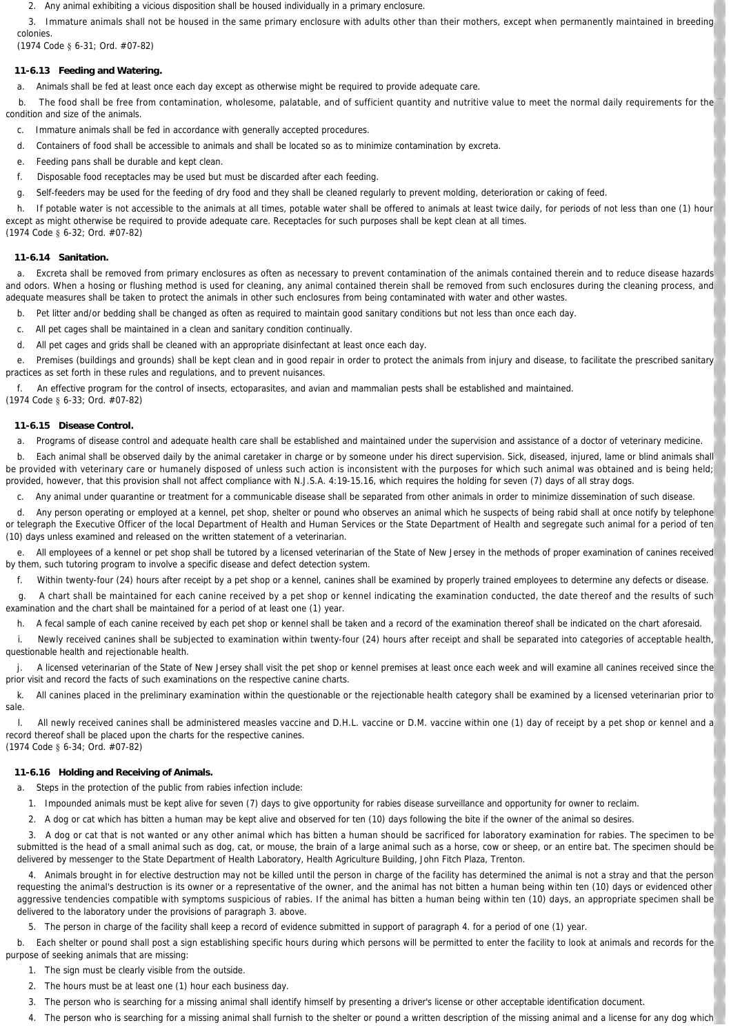2. Any animal exhibiting a vicious disposition shall be housed individually in a primary enclosure.

3. Immature animals shall not be housed in the same primary enclosure with adults other than their mothers, except when permanently maintained in breeding colonies.

(1974 Code § 6-31; Ord. #07-82)

### 11-6.13 Feeding and Watering.

a. Animals shall be fed at least once each day except as otherwise might be required to provide adequate care.

b. The food shall be free from contamination, wholesome, palatable, and of sufficient quantity and nutritive value to meet the normal daily requirements for the condition and size of the animals.

c. Immature animals shall be fed in accordance with generally accepted procedures.

d. Containers of food shall be accessible to animals and shall be located so as to minimize contamination by excreta.

e. Feeding pans shall be durable and kept clean.

f. Disposable food receptacles may be used but must be discarded after each feeding.

g. Self-feeders may be used for the feeding of dry food and they shall be cleaned regularly to prevent molding, deterioration or caking of feed.

h. If potable water is not accessible to the animals at all times, potable water shall be offered to animals at least twice daily, for periods of not less than one (1) hour except as might otherwise be required to provide adequate care. Receptacles for such purposes shall be kept clean at all times.

(1974 Code § 6-32; Ord. #07-82)

### 11-6.14 Sanitation.

a. Excreta shall be removed from primary enclosures as often as necessary to prevent contamination of the animals contained therein and to reduce disease hazards and odors. When a hosing or flushing method is used for cleaning, any animal contained therein shall be removed from such enclosures during the cleaning process, and adequate measures shall be taken to protect the animals in other such enclosures from being contaminated with water and other wastes.

b. Pet litter and/or bedding shall be changed as often as required to maintain good sanitary conditions but not less than once each day.

c. All pet cages shall be maintained in a clean and sanitary condition continually.

d. All pet cages and grids shall be cleaned with an appropriate disinfectant at least once each day.

e. Premises (buildings and grounds) shall be kept clean and in good repair in order to protect the animals from injury and disease, to facilitate the prescribed sanitary practices as set forth in these rules and regulations, and to prevent nuisances.

f. An effective program for the control of insects, ectoparasites, and avian and mammalian pests shall be established and maintained.

(1974 Code § 6-33; Ord. #07-82)

### 11-6.15 Disease Control.

a. Programs of disease control and adequate health care shall be established and maintained under the supervision and assistance of a doctor of veterinary medicine.

b. Each animal shall be observed daily by the animal caretaker in charge or by someone under his direct supervision. Sick, diseased, injured, lame or blind animals shall be provided with veterinary care or humanely disposed of unless such action is inconsistent with the purposes for which such animal was obtained and is being held; provided, however, that this provision shall not affect compliance with N.J.S.A. 4:19-15.16, which requires the holding for seven (7) days of all stray dogs.

c. Any animal under quarantine or treatment for a communicable disease shall be separated from other animals in order to minimize dissemination of such disease.

d. Any person operating or employed at a kennel, pet shop, shelter or pound who observes an animal which he suspects of being rabid shall at once notify by telephone or telegraph the Executive Officer of the local Department of Health and Human Services or the State Department of Health and segregate such animal for a period of ten (10) days unless examined and released on the written statement of a veterinarian.

e. All employees of a kennel or pet shop shall be tutored by a licensed veterinarian of the State of New Jersey in the methods of proper examination of canines received by them, such tutoring program to involve a specific disease and defect detection system.

f. Within twenty-four (24) hours after receipt by a pet shop or a kennel, canines shall be examined by properly trained employees to determine any defects or disease.

g. A chart shall be maintained for each canine received by a pet shop or kennel indicating the examination conducted, the date thereof and the results of such examination and the chart shall be maintained for a period of at least one (1) year.

h. A fecal sample of each canine received by each pet shop or kennel shall be taken and a record of the examination thereof shall be indicated on the chart aforesaid.

i. Newly received canines shall be subjected to examination within twenty-four (24) hours after receipt and shall be separated into categories of acceptable health, questionable health and rejectionable health.

j. A licensed veterinarian of the State of New Jersey shall visit the pet shop or kennel premises at least once each week and will examine all canines received since the prior visit and record the facts of such examinations on the respective canine charts.

k. All canines placed in the preliminary examination within the questionable or the rejectionable health category shall be examined by a licensed veterinarian prior to sale.

l. All newly received canines shall be administered measles vaccine and D.H.L. vaccine or D.M. vaccine within one (1) day of receipt by a pet shop or kennel and a record thereof shall be placed upon the charts for the respective canines.

(1974 Code § 6-34; Ord. #07-82)

### 11-6.16 Holding and Receiving of Animals.

a. Steps in the protection of the public from rabies infection include:

1. Impounded animals must be kept alive for seven (7) days to give opportunity for rabies disease surveillance and opportunity for owner to reclaim.

2. A dog or cat which has bitten a human may be kept alive and observed for ten (10) days following the bite if the owner of the animal so desires.

3. A dog or cat that is not wanted or any other animal which has bitten a human should be sacrificed for laboratory examination for rabies. The specimen to be submitted is the head of a small animal such as dog, cat, or mouse, the brain of a large animal such as a horse, cow or sheep, or an entire bat. The specimen should be delivered by messenger to the State Department of Health Laboratory, Health Agriculture Building, John Fitch Plaza, Trenton.

4. Animals brought in for elective destruction may not be killed until the person in charge of the facility has determined the animal is not a stray and that the person requesting the animal's destruction is its owner or a representative of the owner, and the animal has not bitten a human being within ten (10) days or evidenced other aggressive tendencies compatible with symptoms suspicious of rabies. If the animal has bitten a human being within ten (10) days, an appropriate specimen shall be delivered to the laboratory under the provisions of paragraph 3. above.

5. The person in charge of the facility shall keep a record of evidence submitted in support of paragraph 4. for a period of one (1) year.

b. Each shelter or pound shall post a sign establishing specific hours during which persons will be permitted to enter the facility to look at animals and records for the purpose of seeking animals that are missing:

1. The sign must be clearly visible from the outside.

2. The hours must be at least one (1) hour each business day.

3. The person who is searching for a missing animal shall identify himself by presenting a driver's license or other acceptable identification document.

4. The person who is searching for a missing animal shall furnish to the shelter or pound a written description of the missing animal and a license for any dog which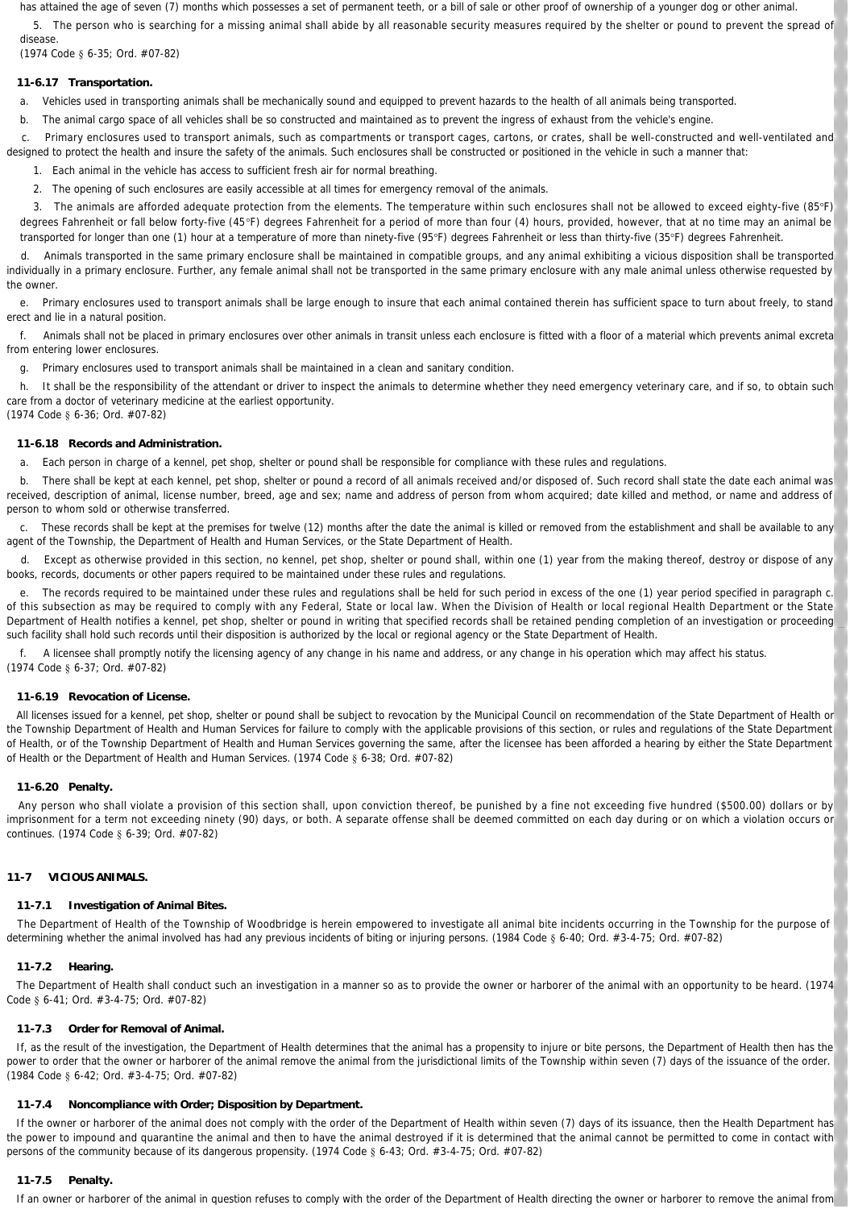has attained the age of seven (7) months which possesses a set of permanent teeth, or a bill of sale or other proof of ownership of a younger dog or other animal.

5. The person who is searching for a missing animal shall abide by all reasonable security measures required by the shelter or pound to prevent the spread of disease.

(1974 Code § 6-35; Ord. #07-82)

### 11-6.17 Transportation.

a. Vehicles used in transporting animals shall be mechanically sound and equipped to prevent hazards to the health of all animals being transported.

b. The animal cargo space of all vehicles shall be so constructed and maintained as to prevent the ingress of exhaust from the vehicle's engine.

c. Primary enclosures used to transport animals, such as compartments or transport cages, cartons, or crates, shall be well-constructed and well-ventilated and designed to protect the health and insure the safety of the animals. Such enclosures shall be constructed or positioned in the vehicle in such a manner that:

1. Each animal in the vehicle has access to sufficient fresh air for normal breathing.

2. The opening of such enclosures are easily accessible at all times for emergency removal of the animals.

3. The animals are afforded adequate protection from the elements. The temperature within such enclosures shall not be allowed to exceed eighty-five (85°F) degrees Fahrenheit or fall below forty-five (45°F) degrees Fahrenheit for a period of more than four (4) hours, provided, however, that at no time may an animal be transported for longer than one (1) hour at a temperature of more than ninety-five (95°F) degrees Fahrenheit or less than thirty-five (35°F) degrees Fahrenheit.

d. Animals transported in the same primary enclosure shall be maintained in compatible groups, and any animal exhibiting a vicious disposition shall be transported individually in a primary enclosure. Further, any female animal shall not be transported in the same primary enclosure with any male animal unless otherwise requested by the owner.

e. Primary enclosures used to transport animals shall be large enough to insure that each animal contained therein has sufficient space to turn about freely, to stand erect and lie in a natural position.

f. Animals shall not be placed in primary enclosures over other animals in transit unless each enclosure is fitted with a floor of a material which prevents animal excreta from entering lower enclosures.

g. Primary enclosures used to transport animals shall be maintained in a clean and sanitary condition.

h. It shall be the responsibility of the attendant or driver to inspect the animals to determine whether they need emergency veterinary care, and if so, to obtain such care from a doctor of veterinary medicine at the earliest opportunity.

(1974 Code § 6-36; Ord. #07-82)

### 11-6.18 Records and Administration.

a. Each person in charge of a kennel, pet shop, shelter or pound shall be responsible for compliance with these rules and regulations.

b. There shall be kept at each kennel, pet shop, shelter or pound a record of all animals received and/or disposed of. Such record shall state the date each animal was received, description of animal, license number, breed, age and sex; name and address of person from whom acquired; date killed and method, or name and address of person to whom sold or otherwise transferred.

c. These records shall be kept at the premises for twelve (12) months after the date the animal is killed or removed from the establishment and shall be available to any agent of the Township, the Department of Health and Human Services, or the State Department of Health.

d. Except as otherwise provided in this section, no kennel, pet shop, shelter or pound shall, within one (1) year from the making thereof, destroy or dispose of any books, records, documents or other papers required to be maintained under these rules and regulations.

e. The records required to be maintained under these rules and regulations shall be held for such period in excess of the one (1) year period specified in paragraph c. of this subsection as may be required to comply with any Federal, State or local law. When the Division of Health or local regional Health Department or the State Department of Health notifies a kennel, pet shop, shelter or pound in writing that specified records shall be retained pending completion of an investigation or proceeding such facility shall hold such records until their disposition is authorized by the local or regional agency or the State Department of Health.

f. A licensee shall promptly notify the licensing agency of any change in his name and address, or any change in his operation which may affect his status.

(1974 Code § 6-37; Ord. #07-82)

### 11-6.19 Revocation of License.

All licenses issued for a kennel, pet shop, shelter or pound shall be subject to revocation by the Municipal Council on recommendation of the State Department of Health or the Township Department of Health and Human Services for failure to comply with the applicable provisions of this section, or rules and regulations of the State Department of Health, or of the Township Department of Health and Human Services governing the same, after the licensee has been afforded a hearing by either the State Department of Health or the Department of Health and Human Services. (1974 Code § 6-38; Ord. #07-82)

### 11-6.20 Penalty.

Any person who shall violate a provision of this section shall, upon conviction thereof, be punished by a fine not exceeding five hundred ($500.00) dollars or by imprisonment for a term not exceeding ninety (90) days, or both. A separate offense shall be deemed committed on each day during or on which a violation occurs or continues. (1974 Code § 6-39; Ord. #07-82)

## 11-7 VICIOUS ANIMALS.

### 11-7.1 Investigation of Animal Bites.

The Department of Health of the Township of Woodbridge is herein empowered to investigate all animal bite incidents occurring in the Township for the purpose of determining whether the animal involved has had any previous incidents of biting or injuring persons. (1984 Code § 6-40; Ord. #3-4-75; Ord. #07-82)

### 11-7.2 Hearing.

The Department of Health shall conduct such an investigation in a manner so as to provide the owner or harborer of the animal with an opportunity to be heard. (1974 Code § 6-41; Ord. #3-4-75; Ord. #07-82)

### 11-7.3 Order for Removal of Animal.

If, as the result of the investigation, the Department of Health determines that the animal has a propensity to injure or bite persons, the Department of Health then has the power to order that the owner or harborer of the animal remove the animal from the jurisdictional limits of the Township within seven (7) days of the issuance of the order. (1984 Code § 6-42; Ord. #3-4-75; Ord. #07-82)

### 11-7.4 Noncompliance with Order; Disposition by Department.

If the owner or harborer of the animal does not comply with the order of the Department of Health within seven (7) days of its issuance, then the Health Department has the power to impound and quarantine the animal and then to have the animal destroyed if it is determined that the animal cannot be permitted to come in contact with persons of the community because of its dangerous propensity. (1974 Code § 6-43; Ord. #3-4-75; Ord. #07-82)

### 11-7.5 Penalty.

If an owner or harborer of the animal in question refuses to comply with the order of the Department of Health directing the owner or harborer to remove the animal from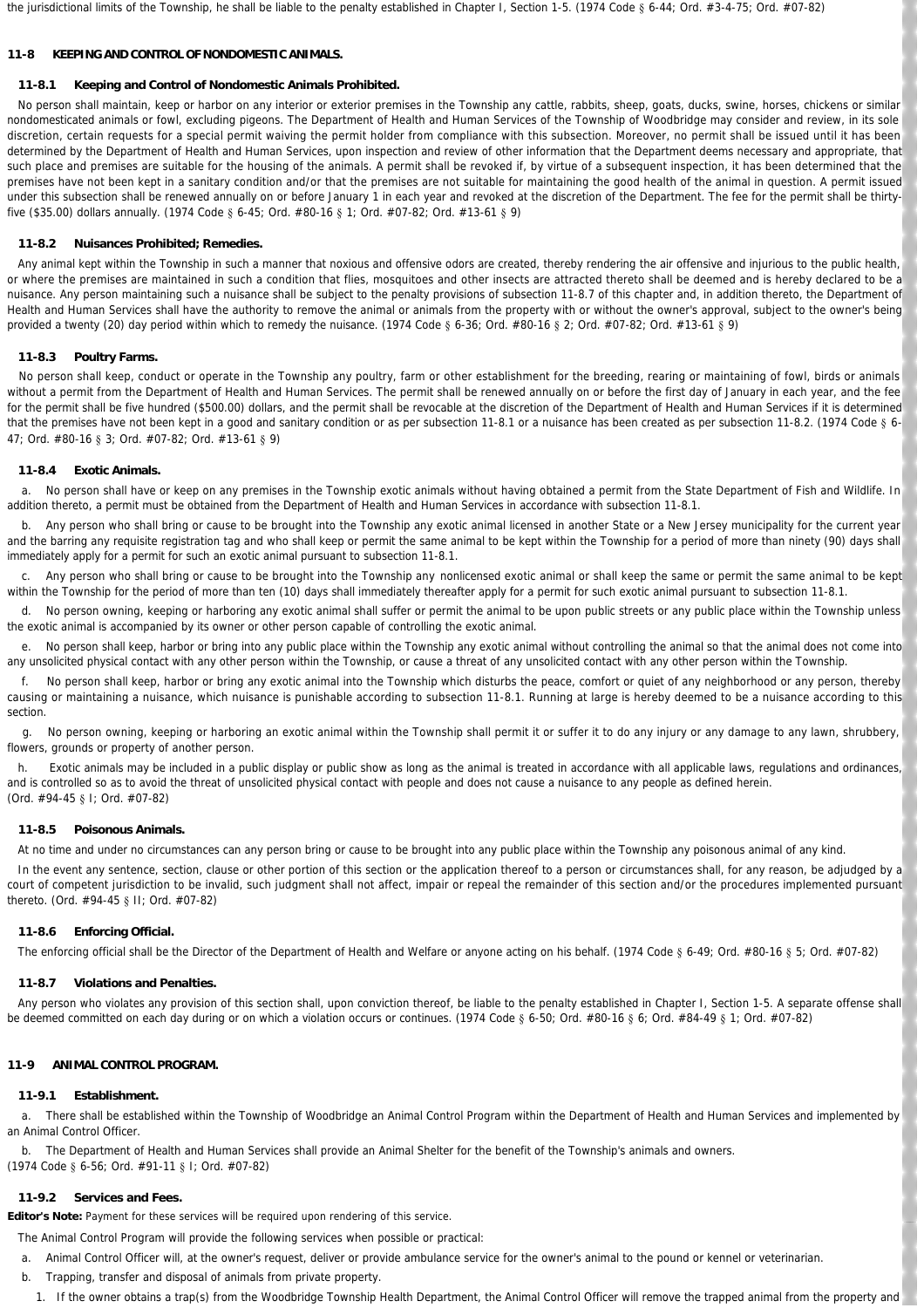the jurisdictional limits of the Township, he shall be liable to the penalty established in Chapter I, Section 1-5. (1974 Code § 6-44; Ord. #3-4-75; Ord. #07-82)

## 11-8 KEEPING AND CONTROL OF NONDOMESTIC ANIMALS.

### 11-8.1 Keeping and Control of Nondomestic Animals Prohibited.

No person shall maintain, keep or harbor on any interior or exterior premises in the Township any cattle, rabbits, sheep, goats, ducks, swine, horses, chickens or similar nondomesticated animals or fowl, excluding pigeons. The Department of Health and Human Services of the Township of Woodbridge may consider and review, in its sole discretion, certain requests for a special permit waiving the permit holder from compliance with this subsection. Moreover, no permit shall be issued until it has been determined by the Department of Health and Human Services, upon inspection and review of other information that the Department deems necessary and appropriate, that such place and premises are suitable for the housing of the animals. A permit shall be revoked if, by virtue of a subsequent inspection, it has been determined that the premises have not been kept in a sanitary condition and/or that the premises are not suitable for maintaining the good health of the animal in question. A permit issued under this subsection shall be renewed annually on or before January 1 in each year and revoked at the discretion of the Department. The fee for the permit shall be thirty-five ($35.00) dollars annually. (1974 Code § 6-45; Ord. #80-16 § 1; Ord. #07-82; Ord. #13-61 § 9)

### 11-8.2 Nuisances Prohibited; Remedies.

Any animal kept within the Township in such a manner that noxious and offensive odors are created, thereby rendering the air offensive and injurious to the public health, or where the premises are maintained in such a condition that flies, mosquitoes and other insects are attracted thereto shall be deemed and is hereby declared to be a nuisance. Any person maintaining such a nuisance shall be subject to the penalty provisions of subsection 11-8.7 of this chapter and, in addition thereto, the Department of Health and Human Services shall have the authority to remove the animal or animals from the property with or without the owner's approval, subject to the owner's being provided a twenty (20) day period within which to remedy the nuisance. (1974 Code § 6-36; Ord. #80-16 § 2; Ord. #07-82; Ord. #13-61 § 9)

### 11-8.3 Poultry Farms.

No person shall keep, conduct or operate in the Township any poultry, farm or other establishment for the breeding, rearing or maintaining of fowl, birds or animals without a permit from the Department of Health and Human Services. The permit shall be renewed annually on or before the first day of January in each year, and the fee for the permit shall be five hundred ($500.00) dollars, and the permit shall be revocable at the discretion of the Department of Health and Human Services if it is determined that the premises have not been kept in a good and sanitary condition or as per subsection 11-8.1 or a nuisance has been created as per subsection 11-8.2. (1974 Code § 6-47; Ord. #80-16 § 3; Ord. #07-82; Ord. #13-61 § 9)

### 11-8.4 Exotic Animals.

a. No person shall have or keep on any premises in the Township exotic animals without having obtained a permit from the State Department of Fish and Wildlife. In addition thereto, a permit must be obtained from the Department of Health and Human Services in accordance with subsection 11-8.1.

b. Any person who shall bring or cause to be brought into the Township any exotic animal licensed in another State or a New Jersey municipality for the current year and the barring any requisite registration tag and who shall keep or permit the same animal to be kept within the Township for a period of more than ninety (90) days shall immediately apply for a permit for such an exotic animal pursuant to subsection 11-8.1.

c. Any person who shall bring or cause to be brought into the Township any nonlicensed exotic animal or shall keep the same or permit the same animal to be kept within the Township for the period of more than ten (10) days shall immediately thereafter apply for a permit for such exotic animal pursuant to subsection 11-8.1.

d. No person owning, keeping or harboring any exotic animal shall suffer or permit the animal to be upon public streets or any public place within the Township unless the exotic animal is accompanied by its owner or other person capable of controlling the exotic animal.

e. No person shall keep, harbor or bring into any public place within the Township any exotic animal without controlling the animal so that the animal does not come into any unsolicited physical contact with any other person within the Township, or cause a threat of any unsolicited contact with any other person within the Township.

f. No person shall keep, harbor or bring any exotic animal into the Township which disturbs the peace, comfort or quiet of any neighborhood or any person, thereby causing or maintaining a nuisance, which nuisance is punishable according to subsection 11-8.1. Running at large is hereby deemed to be a nuisance according to this section.

g. No person owning, keeping or harboring an exotic animal within the Township shall permit it or suffer it to do any injury or any damage to any lawn, shrubbery, flowers, grounds or property of another person.

h. Exotic animals may be included in a public display or public show as long as the animal is treated in accordance with all applicable laws, regulations and ordinances, and is controlled so as to avoid the threat of unsolicited physical contact with people and does not cause a nuisance to any people as defined herein.
(Ord. #94-45 § I; Ord. #07-82)

### 11-8.5 Poisonous Animals.

At no time and under no circumstances can any person bring or cause to be brought into any public place within the Township any poisonous animal of any kind.

In the event any sentence, section, clause or other portion of this section or the application thereof to a person or circumstances shall, for any reason, be adjudged by a court of competent jurisdiction to be invalid, such judgment shall not affect, impair or repeal the remainder of this section and/or the procedures implemented pursuant thereto. (Ord. #94-45 § II; Ord. #07-82)

### 11-8.6 Enforcing Official.

The enforcing official shall be the Director of the Department of Health and Welfare or anyone acting on his behalf. (1974 Code § 6-49; Ord. #80-16 § 5; Ord. #07-82)

### 11-8.7 Violations and Penalties.

Any person who violates any provision of this section shall, upon conviction thereof, be liable to the penalty established in Chapter I, Section 1-5. A separate offense shall be deemed committed on each day during or on which a violation occurs or continues. (1974 Code § 6-50; Ord. #80-16 § 6; Ord. #84-49 § 1; Ord. #07-82)

## 11-9 ANIMAL CONTROL PROGRAM.

### 11-9.1 Establishment.

a. There shall be established within the Township of Woodbridge an Animal Control Program within the Department of Health and Human Services and implemented by an Animal Control Officer.

b. The Department of Health and Human Services shall provide an Animal Shelter for the benefit of the Township's animals and owners.
(1974 Code § 6-56; Ord. #91-11 § I; Ord. #07-82)

### 11-9.2 Services and Fees.

**Editor's Note:** Payment for these services will be required upon rendering of this service.

The Animal Control Program will provide the following services when possible or practical:

a. Animal Control Officer will, at the owner's request, deliver or provide ambulance service for the owner's animal to the pound or kennel or veterinarian.

b. Trapping, transfer and disposal of animals from private property.

1. If the owner obtains a trap(s) from the Woodbridge Township Health Department, the Animal Control Officer will remove the trapped animal from the property and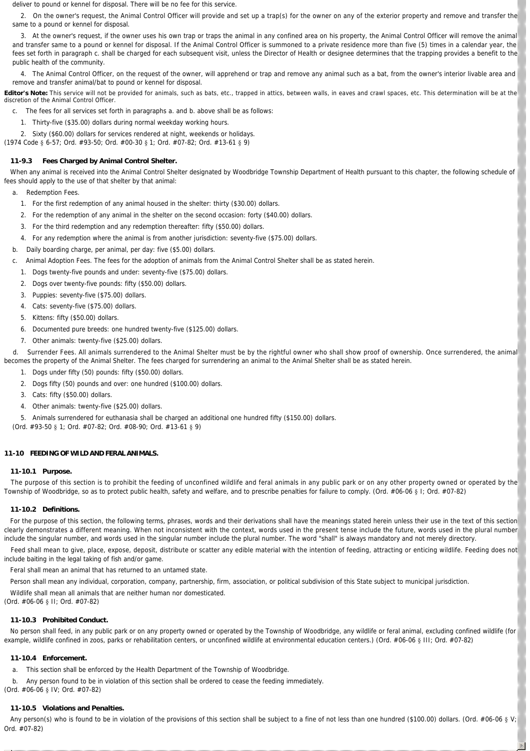deliver to pound or kennel for disposal. There will be no fee for this service.

2. On the owner's request, the Animal Control Officer will provide and set up a trap(s) for the owner on any of the exterior property and remove and transfer the same to a pound or kennel for disposal.

3. At the owner's request, if the owner uses his own trap or traps the animal in any confined area on his property, the Animal Control Officer will remove the animal and transfer same to a pound or kennel for disposal. If the Animal Control Officer is summoned to a private residence more than five (5) times in a calendar year, the fees set forth in paragraph c. shall be charged for each subsequent visit, unless the Director of Health or designee determines that the trapping provides a benefit to the public health of the community.

4. The Animal Control Officer, on the request of the owner, will apprehend or trap and remove any animal such as a bat, from the owner's interior livable area and remove and transfer animal/bat to pound or kennel for disposal.

**Editor's Note:** This service will not be provided for animals, such as bats, etc., trapped in attics, between walls, in eaves and crawl spaces, etc. This determination will be at the discretion of the Animal Control Officer.

c. The fees for all services set forth in paragraphs a. and b. above shall be as follows:

1. Thirty-five ($35.00) dollars during normal weekday working hours.

2. Sixty ($60.00) dollars for services rendered at night, weekends or holidays.

(1974 Code § 6-57; Ord. #93-50; Ord. #00-30 § 1; Ord. #07-82; Ord. #13-61 § 9)

### 11-9.3 Fees Charged by Animal Control Shelter.

When any animal is received into the Animal Control Shelter designated by Woodbridge Township Department of Health pursuant to this chapter, the following schedule of fees should apply to the use of that shelter by that animal:

a. Redemption Fees.

1. For the first redemption of any animal housed in the shelter: thirty ($30.00) dollars.

2. For the redemption of any animal in the shelter on the second occasion: forty ($40.00) dollars.

3. For the third redemption and any redemption thereafter: fifty ($50.00) dollars.

4. For any redemption where the animal is from another jurisdiction: seventy-five ($75.00) dollars.

b. Daily boarding charge, per animal, per day: five ($5.00) dollars.

c. Animal Adoption Fees. The fees for the adoption of animals from the Animal Control Shelter shall be as stated herein.

1. Dogs twenty-five pounds and under: seventy-five ($75.00) dollars.

2. Dogs over twenty-five pounds: fifty ($50.00) dollars.

3. Puppies: seventy-five ($75.00) dollars.

4. Cats: seventy-five ($75.00) dollars.

5. Kittens: fifty ($50.00) dollars.

6. Documented pure breeds: one hundred twenty-five ($125.00) dollars.

7. Other animals: twenty-five ($25.00) dollars.

d. Surrender Fees. All animals surrendered to the Animal Shelter must be by the rightful owner who shall show proof of ownership. Once surrendered, the animal becomes the property of the Animal Shelter. The fees charged for surrendering an animal to the Animal Shelter shall be as stated herein.

1. Dogs under fifty (50) pounds: fifty ($50.00) dollars.

2. Dogs fifty (50) pounds and over: one hundred ($100.00) dollars.

3. Cats: fifty ($50.00) dollars.

4. Other animals: twenty-five ($25.00) dollars.

5. Animals surrendered for euthanasia shall be charged an additional one hundred fifty ($150.00) dollars.

(Ord. #93-50 § 1; Ord. #07-82; Ord. #08-90; Ord. #13-61 § 9)

## 11-10 FEEDING OF WILD AND FERAL ANIMALS.

### 11-10.1 Purpose.

The purpose of this section is to prohibit the feeding of unconfined wildlife and feral animals in any public park or on any other property owned or operated by the Township of Woodbridge, so as to protect public health, safety and welfare, and to prescribe penalties for failure to comply. (Ord. #06-06 § I; Ord. #07-82)

### 11-10.2 Definitions.

For the purpose of this section, the following terms, phrases, words and their derivations shall have the meanings stated herein unless their use in the text of this section clearly demonstrates a different meaning. When not inconsistent with the context, words used in the present tense include the future, words used in the plural number include the singular number, and words used in the singular number include the plural number. The word "shall" is always mandatory and not merely directory.

Feed shall mean to give, place, expose, deposit, distribute or scatter any edible material with the intention of feeding, attracting or enticing wildlife. Feeding does not include baiting in the legal taking of fish and/or game.

Feral shall mean an animal that has returned to an untamed state.

Person shall mean any individual, corporation, company, partnership, firm, association, or political subdivision of this State subject to municipal jurisdiction.

Wildlife shall mean all animals that are neither human nor domesticated.

(Ord. #06-06 § II; Ord. #07-82)

### 11-10.3 Prohibited Conduct.

No person shall feed, in any public park or on any property owned or operated by the Township of Woodbridge, any wildlife or feral animal, excluding confined wildlife (for example, wildlife confined in zoos, parks or rehabilitation centers, or unconfined wildlife at environmental education centers.) (Ord. #06-06 § III; Ord. #07-82)

### 11-10.4 Enforcement.

a. This section shall be enforced by the Health Department of the Township of Woodbridge.

b. Any person found to be in violation of this section shall be ordered to cease the feeding immediately.

(Ord. #06-06 § IV; Ord. #07-82)

### 11-10.5 Violations and Penalties.

Any person(s) who is found to be in violation of the provisions of this section shall be subject to a fine of not less than one hundred ($100.00) dollars. (Ord. #06-06 § V; Ord. #07-82)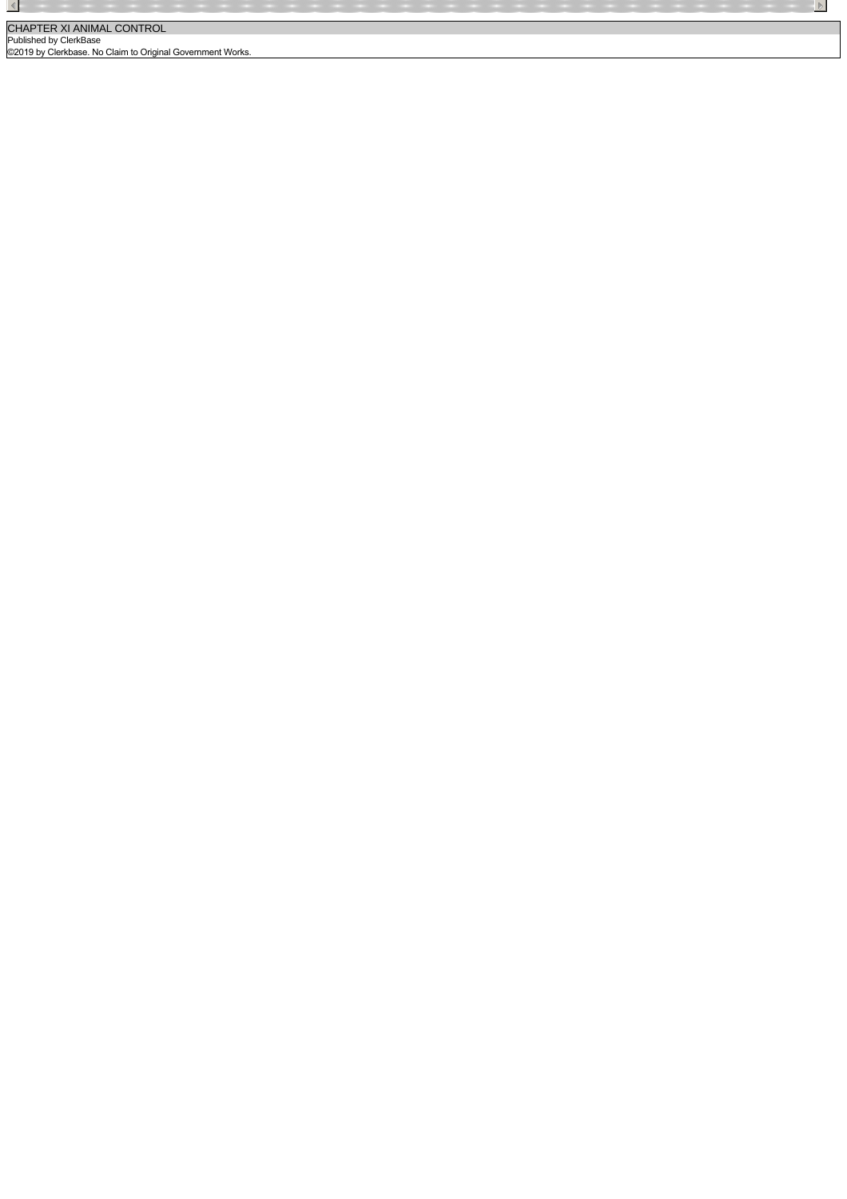CHAPTER XI ANIMAL CONTROL

Published by ClerkBase

©2019 by Clerkbase. No Claim to Original Government Works.